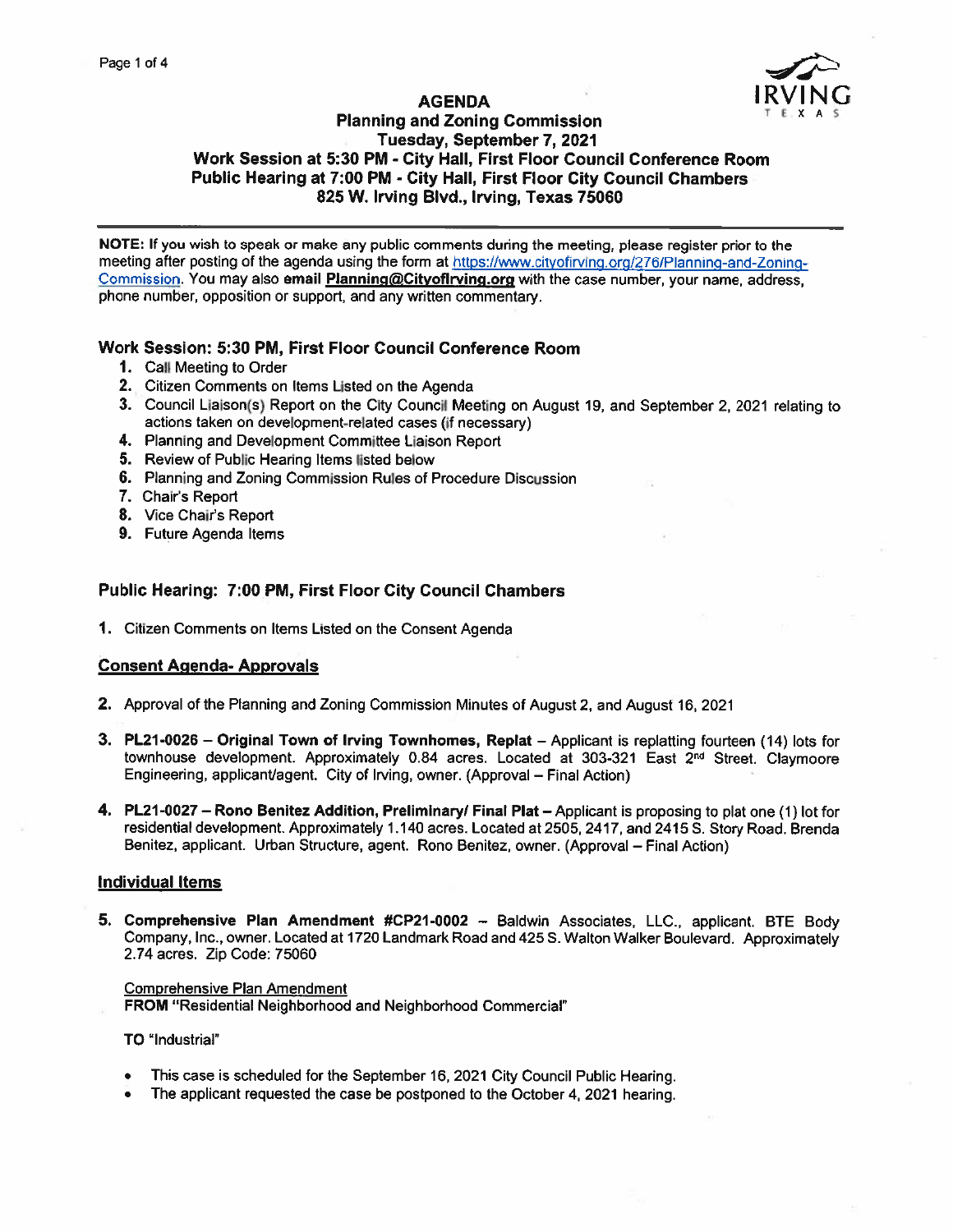# AGENDA

## Planning and Zoning Commission

**Tuesday, September 7, 2021**

**Work Session at 5:30 PM - City Hall, First Floor Council Conference Room**

**Public Hearing at 7:00 PM - City Hall, First Floor City Council Chambers**

**825 W. Irving Blvd., Irving, Texas 75060**

---

**NOTE:** If you wish to speak or make any public comments during the meeting, please register prior to the meeting after posting of the agenda using the form at https://www.cityofirving.org/276/Planning-and-Zoning-Commission. You may also **email Planning@CityofIrving.org** with the case number, your name, address, phone number, opposition or support, and any written commentary.

### Work Session: 5:30 PM, First Floor Council Conference Room

1. Call Meeting to Order
2. Citizen Comments on Items Listed on the Agenda
3. Council Liaison(s) Report on the City Council Meeting on August 19, and September 2, 2021 relating to actions taken on development-related cases (if necessary)
4. Planning and Development Committee Liaison Report
5. Review of Public Hearing Items listed below
6. Planning and Zoning Commission Rules of Procedure Discussion
7. Chair's Report
8. Vice Chair's Report
9. Future Agenda Items

### Public Hearing: 7:00 PM, First Floor City Council Chambers

1. Citizen Comments on Items Listed on the Consent Agenda

#### Consent Agenda- Approvals

2. Approval of the Planning and Zoning Commission Minutes of August 2, and August 16, 2021

3. **PL21-0026 – Original Town of Irving Townhomes, Replat** – Applicant is replatting fourteen (14) lots for townhouse development. Approximately 0.84 acres. Located at 303-321 East 2nd Street. Claymoore Engineering, applicant/agent. City of Irving, owner. (Approval – Final Action)

4. **PL21-0027 – Rono Benitez Addition, Preliminary/ Final Plat** – Applicant is proposing to plat one (1) lot for residential development. Approximately 1.140 acres. Located at 2505, 2417, and 2415 S. Story Road. Brenda Benitez, applicant. Urban Structure, agent. Rono Benitez, owner. (Approval – Final Action)

#### Individual Items

5. **Comprehensive Plan Amendment #CP21-0002** – Baldwin Associates, LLC., applicant. BTE Body Company, Inc., owner. Located at 1720 Landmark Road and 425 S. Walton Walker Boulevard. Approximately 2.74 acres. Zip Code: 75060

   Comprehensive Plan Amendment
   **FROM** "Residential Neighborhood and Neighborhood Commercial"

   **TO** "Industrial"

   - This case is scheduled for the September 16, 2021 City Council Public Hearing.
   - The applicant requested the case be postponed to the October 4, 2021 hearing.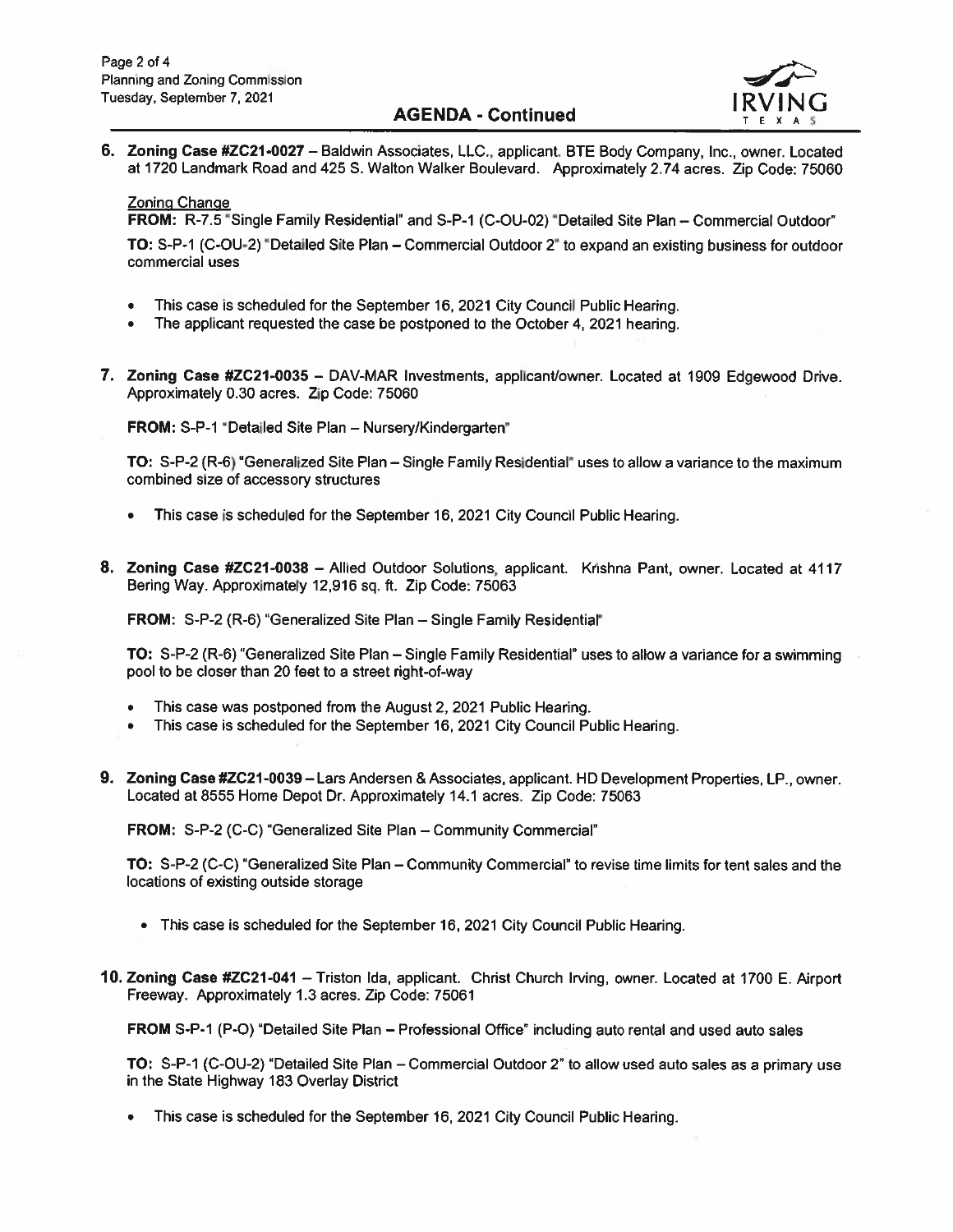## AGENDA - Continued

6. **Zoning Case #ZC21-0027** – Baldwin Associates, LLC., applicant. BTE Body Company, Inc., owner. Located at 1720 Landmark Road and 425 S. Walton Walker Boulevard. Approximately 2.74 acres. Zip Code: 75060

   Zoning Change

   **FROM:** R-7.5 "Single Family Residential" and S-P-1 (C-OU-02) "Detailed Site Plan – Commercial Outdoor"

   **TO:** S-P-1 (C-OU-2) "Detailed Site Plan – Commercial Outdoor 2" to expand an existing business for outdoor commercial uses

   - This case is scheduled for the September 16, 2021 City Council Public Hearing.
   - The applicant requested the case be postponed to the October 4, 2021 hearing.

7. **Zoning Case #ZC21-0035** – DAV-MAR Investments, applicant/owner. Located at 1909 Edgewood Drive. Approximately 0.30 acres. Zip Code: 75060

   **FROM:** S-P-1 "Detailed Site Plan – Nursery/Kindergarten"

   **TO:** S-P-2 (R-6) "Generalized Site Plan – Single Family Residential" uses to allow a variance to the maximum combined size of accessory structures

   - This case is scheduled for the September 16, 2021 City Council Public Hearing.

8. **Zoning Case #ZC21-0038** – Allied Outdoor Solutions, applicant. Krishna Pant, owner. Located at 4117 Bering Way. Approximately 12,916 sq. ft. Zip Code: 75063

   **FROM:** S-P-2 (R-6) "Generalized Site Plan – Single Family Residential"

   **TO:** S-P-2 (R-6) "Generalized Site Plan – Single Family Residential" uses to allow a variance for a swimming pool to be closer than 20 feet to a street right-of-way

   - This case was postponed from the August 2, 2021 Public Hearing.
   - This case is scheduled for the September 16, 2021 City Council Public Hearing.

9. **Zoning Case #ZC21-0039** – Lars Andersen & Associates, applicant. HD Development Properties, LP., owner. Located at 8555 Home Depot Dr. Approximately 14.1 acres. Zip Code: 75063

   **FROM:** S-P-2 (C-C) "Generalized Site Plan – Community Commercial"

   **TO:** S-P-2 (C-C) "Generalized Site Plan – Community Commercial" to revise time limits for tent sales and the locations of existing outside storage

   - This case is scheduled for the September 16, 2021 City Council Public Hearing.

10. **Zoning Case #ZC21-041** – Triston Ida, applicant. Christ Church Irving, owner. Located at 1700 E. Airport Freeway. Approximately 1.3 acres. Zip Code: 75061

    **FROM** S-P-1 (P-O) "Detailed Site Plan – Professional Office" including auto rental and used auto sales

    **TO:** S-P-1 (C-OU-2) "Detailed Site Plan – Commercial Outdoor 2" to allow used auto sales as a primary use in the State Highway 183 Overlay District

    - This case is scheduled for the September 16, 2021 City Council Public Hearing.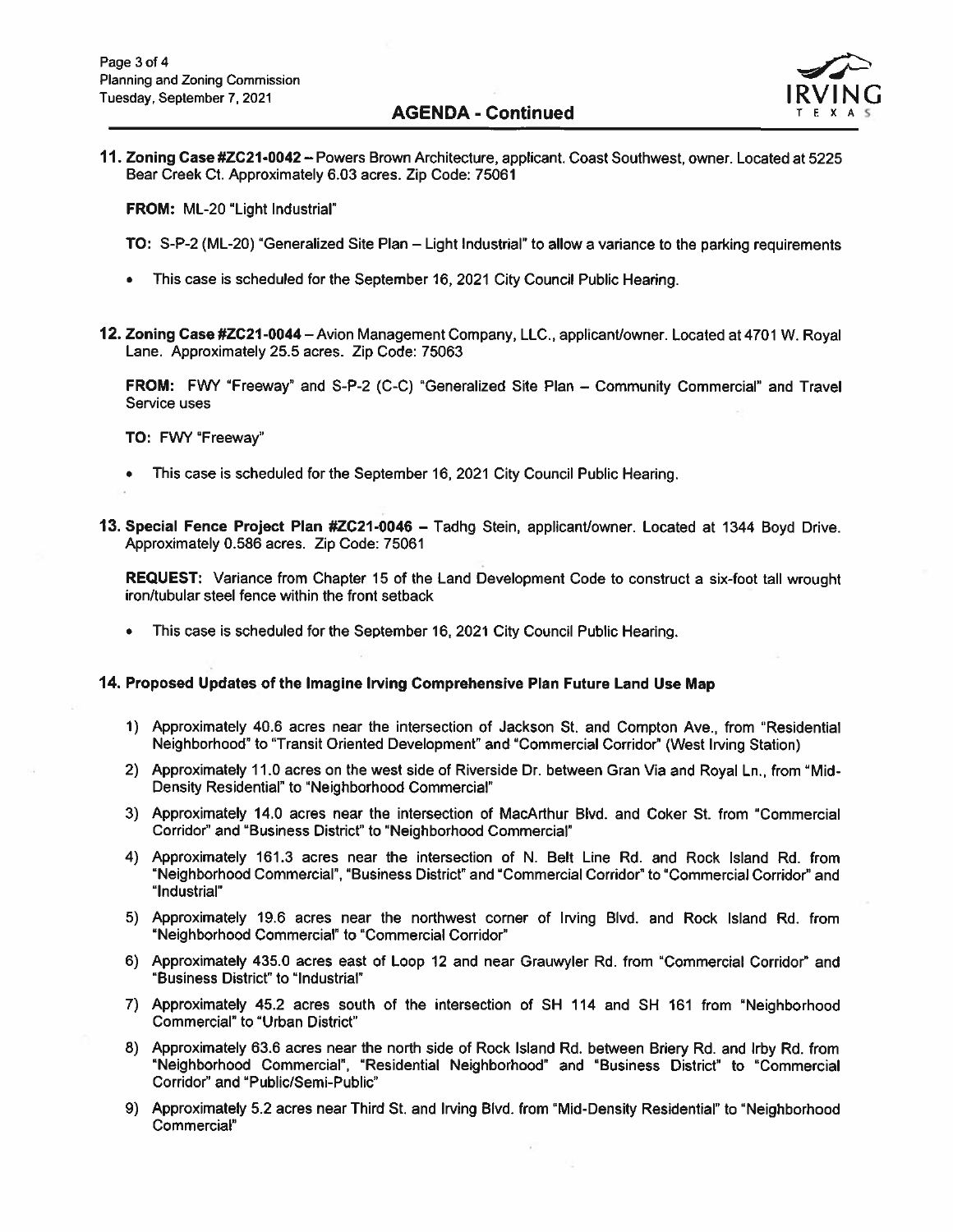## AGENDA - Continued

**11. Zoning Case #ZC21-0042** – Powers Brown Architecture, applicant. Coast Southwest, owner. Located at 5225 Bear Creek Ct. Approximately 6.03 acres. Zip Code: 75061

**FROM:** ML-20 "Light Industrial"

**TO:** S-P-2 (ML-20) "Generalized Site Plan – Light Industrial" to allow a variance to the parking requirements

- This case is scheduled for the September 16, 2021 City Council Public Hearing.

**12. Zoning Case #ZC21-0044** – Avion Management Company, LLC., applicant/owner. Located at 4701 W. Royal Lane. Approximately 25.5 acres. Zip Code: 75063

**FROM:** FWY "Freeway" and S-P-2 (C-C) "Generalized Site Plan – Community Commercial" and Travel Service uses

**TO:** FWY "Freeway"

- This case is scheduled for the September 16, 2021 City Council Public Hearing.

**13. Special Fence Project Plan #ZC21-0046** – Tadhg Stein, applicant/owner. Located at 1344 Boyd Drive. Approximately 0.586 acres. Zip Code: 75061

**REQUEST:** Variance from Chapter 15 of the Land Development Code to construct a six-foot tall wrought iron/tubular steel fence within the front setback

- This case is scheduled for the September 16, 2021 City Council Public Hearing.

**14. Proposed Updates of the Imagine Irving Comprehensive Plan Future Land Use Map**

1) Approximately 40.6 acres near the intersection of Jackson St. and Compton Ave., from "Residential Neighborhood" to "Transit Oriented Development" and "Commercial Corridor" (West Irving Station)
2) Approximately 11.0 acres on the west side of Riverside Dr. between Gran Via and Royal Ln., from "Mid-Density Residential" to "Neighborhood Commercial"
3) Approximately 14.0 acres near the intersection of MacArthur Blvd. and Coker St. from "Commercial Corridor" and "Business District" to "Neighborhood Commercial"
4) Approximately 161.3 acres near the intersection of N. Belt Line Rd. and Rock Island Rd. from "Neighborhood Commercial", "Business District" and "Commercial Corridor" to "Commercial Corridor" and "Industrial"
5) Approximately 19.6 acres near the northwest corner of Irving Blvd. and Rock Island Rd. from "Neighborhood Commercial" to "Commercial Corridor"
6) Approximately 435.0 acres east of Loop 12 and near Grauwyler Rd. from "Commercial Corridor" and "Business District" to "Industrial"
7) Approximately 45.2 acres south of the intersection of SH 114 and SH 161 from "Neighborhood Commercial" to "Urban District"
8) Approximately 63.6 acres near the north side of Rock Island Rd. between Briery Rd. and Irby Rd. from "Neighborhood Commercial", "Residential Neighborhood" and "Business District" to "Commercial Corridor" and "Public/Semi-Public"
9) Approximately 5.2 acres near Third St. and Irving Blvd. from "Mid-Density Residential" to "Neighborhood Commercial"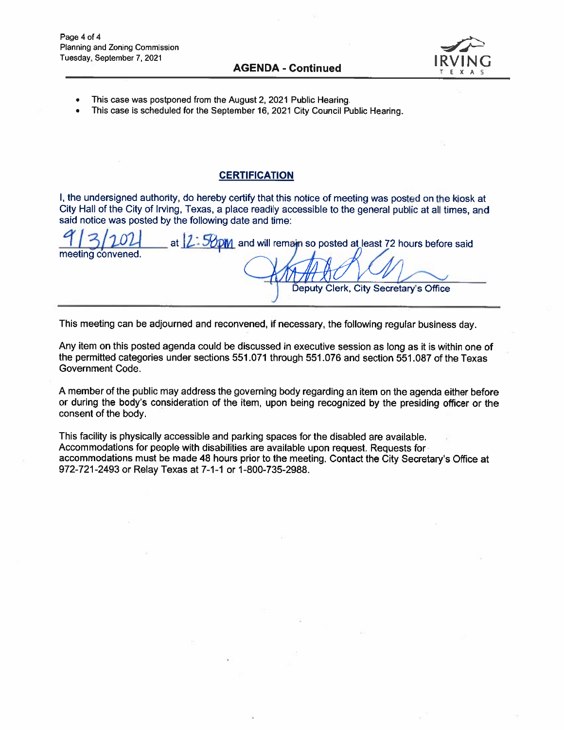- This case was postponed from the August 2, 2021 Public Hearing.
- This case is scheduled for the September 16, 2021 City Council Public Hearing.

## CERTIFICATION

I, the undersigned authority, do hereby certify that this notice of meeting was posted on the kiosk at City Hall of the City of Irving, Texas, a place readily accessible to the general public at all times, and said notice was posted by the following date and time:

9/3/2021 at 12:50PM and will remain so posted at least 72 hours before said meeting convened.

Deputy Clerk, City Secretary's Office

---

This meeting can be adjourned and reconvened, if necessary, the following regular business day.

Any item on this posted agenda could be discussed in executive session as long as it is within one of the permitted categories under sections 551.071 through 551.076 and section 551.087 of the Texas Government Code.

A member of the public may address the governing body regarding an item on the agenda either before or during the body's consideration of the item, upon being recognized by the presiding officer or the consent of the body.

This facility is physically accessible and parking spaces for the disabled are available. Accommodations for people with disabilities are available upon request. Requests for accommodations must be made 48 hours prior to the meeting. Contact the City Secretary's Office at 972-721-2493 or Relay Texas at 7-1-1 or 1-800-735-2988.